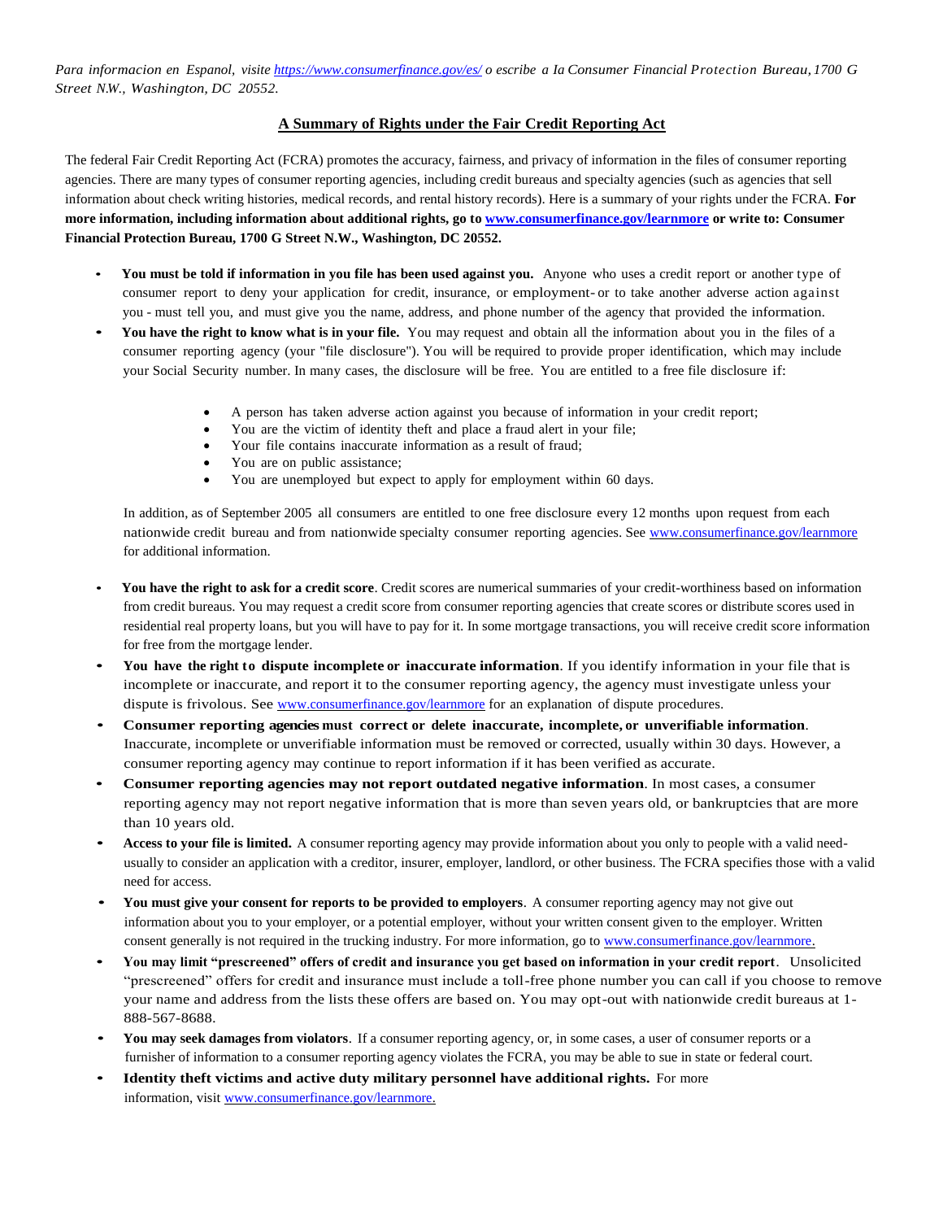*Para informacion en Espanol, visite https://www.consumerfinance.gov/es/ o escribe a la Consumer Financial Protection Bureau, 1700 G Street N.W., Washington, DC 20552.*

## A Summary of Rights under the Fair Credit Reporting Act

The federal Fair Credit Reporting Act (FCRA) promotes the accuracy, fairness, and privacy of information in the files of consumer reporting agencies. There are many types of consumer reporting agencies, including credit bureaus and specialty agencies (such as agencies that sell information about check writing histories, medical records, and rental history records). Here is a summary of your rights under the FCRA. **For more information, including information about additional rights, go to www.consumerfinance.gov/learnmore or write to: Consumer Financial Protection Bureau, 1700 G Street N.W., Washington, DC 20552.**

- **You must be told if information in you file has been used against you.** Anyone who uses a credit report or another type of consumer report to deny your application for credit, insurance, or employment- or to take another adverse action against you - must tell you, and must give you the name, address, and phone number of the agency that provided the information.
- **You have the right to know what is in your file.** You may request and obtain all the information about you in the files of a consumer reporting agency (your "file disclosure"). You will be required to provide proper identification, which may include your Social Security number. In many cases, the disclosure will be free. You are entitled to a free file disclosure if:
  - A person has taken adverse action against you because of information in your credit report;
  - You are the victim of identity theft and place a fraud alert in your file;
  - Your file contains inaccurate information as a result of fraud;
  - You are on public assistance;
  - You are unemployed but expect to apply for employment within 60 days.

  In addition, as of September 2005 all consumers are entitled to one free disclosure every 12 months upon request from each nationwide credit bureau and from nationwide specialty consumer reporting agencies. See www.consumerfinance.gov/learnmore for additional information.

- **You have the right to ask for a credit score**. Credit scores are numerical summaries of your credit-worthiness based on information from credit bureaus. You may request a credit score from consumer reporting agencies that create scores or distribute scores used in residential real property loans, but you will have to pay for it. In some mortgage transactions, you will receive credit score information for free from the mortgage lender.
- **You have the right to dispute incomplete or inaccurate information**. If you identify information in your file that is incomplete or inaccurate, and report it to the consumer reporting agency, the agency must investigate unless your dispute is frivolous. See www.consumerfinance.gov/learnmore for an explanation of dispute procedures.
- **Consumer reporting agencies must correct or delete inaccurate, incomplete, or unverifiable information**. Inaccurate, incomplete or unverifiable information must be removed or corrected, usually within 30 days. However, a consumer reporting agency may continue to report information if it has been verified as accurate.
- **Consumer reporting agencies may not report outdated negative information**. In most cases, a consumer reporting agency may not report negative information that is more than seven years old, or bankruptcies that are more than 10 years old.
- **Access to your file is limited.** A consumer reporting agency may provide information about you only to people with a valid need- usually to consider an application with a creditor, insurer, employer, landlord, or other business. The FCRA specifies those with a valid need for access.
- **You must give your consent for reports to be provided to employers**. A consumer reporting agency may not give out information about you to your employer, or a potential employer, without your written consent given to the employer. Written consent generally is not required in the trucking industry. For more information, go to www.consumerfinance.gov/learnmore.
- **You may limit "prescreened" offers of credit and insurance you get based on information in your credit report**. Unsolicited "prescreened" offers for credit and insurance must include a toll-free phone number you can call if you choose to remove your name and address from the lists these offers are based on. You may opt-out with nationwide credit bureaus at 1-888-567-8688.
- **You may seek damages from violators**. If a consumer reporting agency, or, in some cases, a user of consumer reports or a furnisher of information to a consumer reporting agency violates the FCRA, you may be able to sue in state or federal court.
- **Identity theft victims and active duty military personnel have additional rights.** For more information, visit www.consumerfinance.gov/learnmore.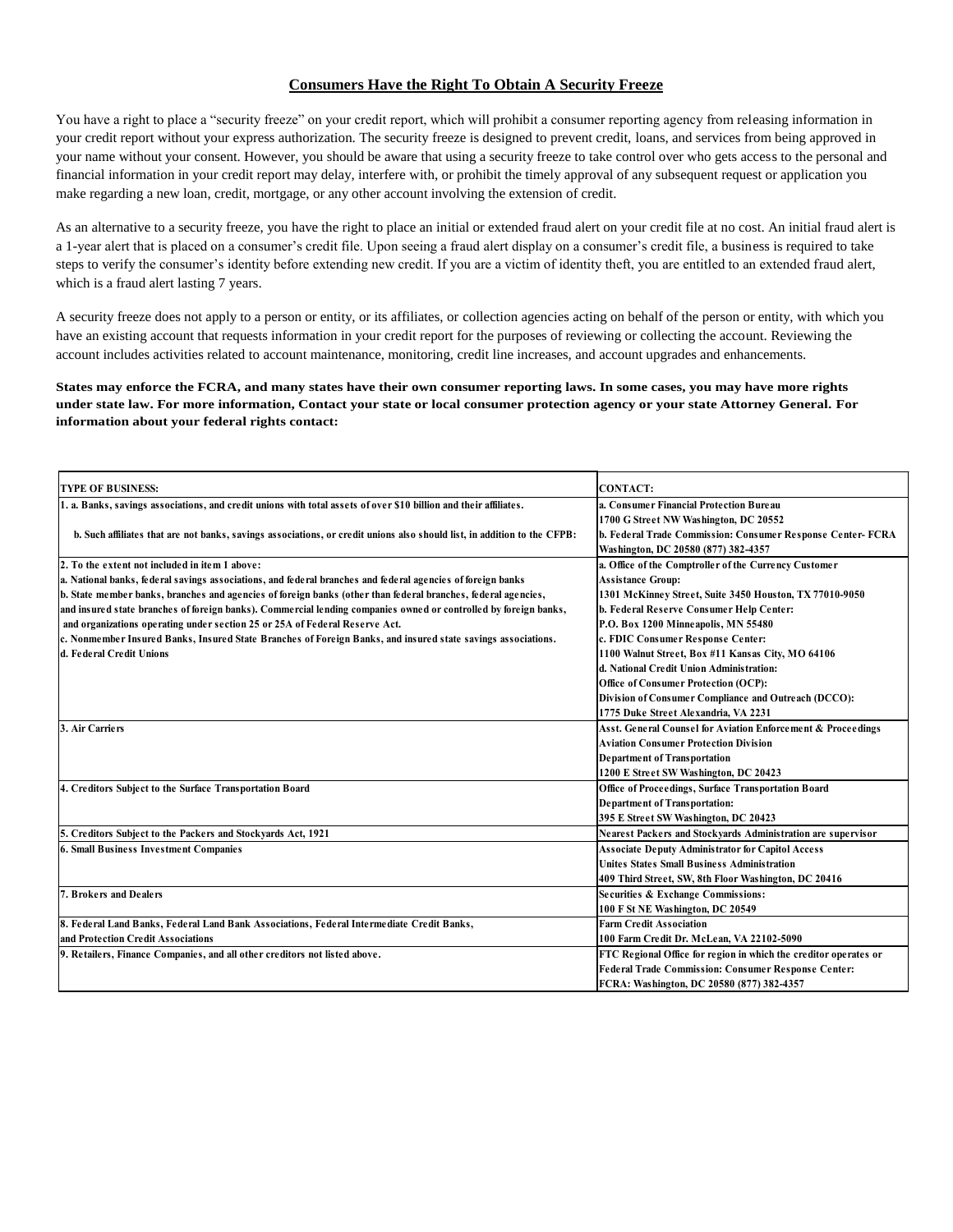## Consumers Have the Right To Obtain A Security Freeze

You have a right to place a "security freeze" on your credit report, which will prohibit a consumer reporting agency from releasing information in your credit report without your express authorization. The security freeze is designed to prevent credit, loans, and services from being approved in your name without your consent. However, you should be aware that using a security freeze to take control over who gets access to the personal and financial information in your credit report may delay, interfere with, or prohibit the timely approval of any subsequent request or application you make regarding a new loan, credit, mortgage, or any other account involving the extension of credit.

As an alternative to a security freeze, you have the right to place an initial or extended fraud alert on your credit file at no cost. An initial fraud alert is a 1-year alert that is placed on a consumer's credit file. Upon seeing a fraud alert display on a consumer's credit file, a business is required to take steps to verify the consumer's identity before extending new credit. If you are a victim of identity theft, you are entitled to an extended fraud alert, which is a fraud alert lasting 7 years.

A security freeze does not apply to a person or entity, or its affiliates, or collection agencies acting on behalf of the person or entity, with which you have an existing account that requests information in your credit report for the purposes of reviewing or collecting the account. Reviewing the account includes activities related to account maintenance, monitoring, credit line increases, and account upgrades and enhancements.

**States may enforce the FCRA, and many states have their own consumer reporting laws. In some cases, you may have more rights under state law. For more information, Contact your state or local consumer protection agency or your state Attorney General. For information about your federal rights contact:**

| TYPE OF BUSINESS: | CONTACT: |
|---|---|
| 1. a. Banks, savings associations, and credit unions with total assets of over $10 billion and their affiliates.<br><br>b. Such affiliates that are not banks, savings associations, or credit unions also should list, in addition to the CFPB: | a. Consumer Financial Protection Bureau<br>1700 G Street NW Washington, DC 20552<br>b. Federal Trade Commission: Consumer Response Center- FCRA<br>Washington, DC 20580 (877) 382-4357 |
| 2. To the extent not included in item 1 above:<br>a. National banks, federal savings associations, and federal branches and federal agencies of foreign banks<br>b. State member banks, branches and agencies of foreign banks (other than federal branches, federal agencies, and insured state branches of foreign banks). Commercial lending companies owned or controlled by foreign banks, and organizations operating under section 25 or 25A of Federal Reserve Act.<br>c. Nonmember Insured Banks, Insured State Branches of Foreign Banks, and insured state savings associations.<br>d. Federal Credit Unions | a. Office of the Comptroller of the Currency Customer Assistance Group:<br>1301 McKinney Street, Suite 3450 Houston, TX 77010-9050<br>b. Federal Reserve Consumer Help Center:<br>P.O. Box 1200 Minneapolis, MN 55480<br>c. FDIC Consumer Response Center:<br>1100 Walnut Street, Box #11 Kansas City, MO 64106<br>d. National Credit Union Administration:<br>Office of Consumer Protection (OCP):<br>Division of Consumer Compliance and Outreach (DCCO):<br>1775 Duke Street Alexandria, VA 2231 |
| 3. Air Carriers | Asst. General Counsel for Aviation Enforcement & Proceedings<br>Aviation Consumer Protection Division<br>Department of Transportation<br>1200 E Street SW Washington, DC 20423 |
| 4. Creditors Subject to the Surface Transportation Board | Office of Proceedings, Surface Transportation Board<br>Department of Transportation:<br>395 E Street SW Washington, DC 20423 |
| 5. Creditors Subject to the Packers and Stockyards Act, 1921 | Nearest Packers and Stockyards Administration are supervisor |
| 6. Small Business Investment Companies | Associate Deputy Administrator for Capitol Access<br>Unites States Small Business Administration<br>409 Third Street, SW, 8th Floor Washington, DC 20416 |
| 7. Brokers and Dealers | Securities & Exchange Commissions:<br>100 F St NE Washington, DC 20549 |
| 8. Federal Land Banks, Federal Land Bank Associations, Federal Intermediate Credit Banks, and Protection Credit Associations | Farm Credit Association<br>100 Farm Credit Dr. McLean, VA 22102-5090 |
| 9. Retailers, Finance Companies, and all other creditors not listed above. | FTC Regional Office for region in which the creditor operates or<br>Federal Trade Commission: Consumer Response Center:<br>FCRA: Washington, DC 20580 (877) 382-4357 |